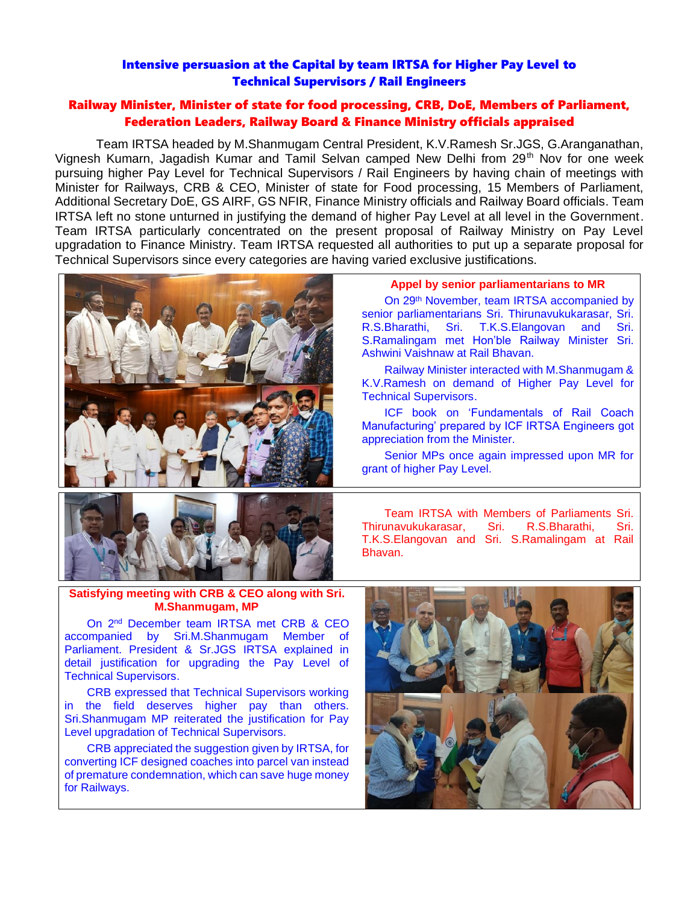# Intensive persuasion at the Capital by team IRTSA for Higher Pay Level to Technical Supervisors / Rail Engineers

## Railway Minister, Minister of state for food processing, CRB, DoE, Members of Parliament, Federation Leaders, Railway Board & Finance Ministry officials appraised

Team IRTSA headed by M.Shanmugam Central President, K.V.Ramesh Sr.JGS, G.Aranganathan, Vignesh Kumarn, Jagadish Kumar and Tamil Selvan camped New Delhi from 29th Nov for one week pursuing higher Pay Level for Technical Supervisors / Rail Engineers by having chain of meetings with Minister for Railways, CRB & CEO, Minister of state for Food processing, 15 Members of Parliament, Additional Secretary DoE, GS AIRF, GS NFIR, Finance Ministry officials and Railway Board officials. Team IRTSA left no stone unturned in justifying the demand of higher Pay Level at all level in the Government. Team IRTSA particularly concentrated on the present proposal of Railway Ministry on Pay Level upgradation to Finance Ministry. Team IRTSA requested all authorities to put up a separate proposal for Technical Supervisors since every categories are having varied exclusive justifications.

### Appeal by senior parliamentarians to MR

On 29th November, team IRTSA accompanied by senior parliamentarians Sri. Thirunavukkarasar, Sri. R.S.Bharathi, Sri. T.K.S.Elangovan and Sri. S.Ramalingam met Hon'ble Railway Minister Sri. Ashwini Vaishnaw at Rail Bhavan.

Railway Minister interacted with M.Shanmugam & K.V.Ramesh on demand of Higher Pay Level for Technical Supervisors.

ICF book on 'Fundamentals of Rail Coach Manufacturing' prepared by ICF IRTSA Engineers got appreciation from the Minister.

Senior MPs once again impressed upon MR for grant of higher Pay Level.

Team IRTSA with Members of Parliaments Sri. Thirunavukkarasar, Sri. R.S.Bharathi, Sri. T.K.S.Elangovan and Sri. S.Ramalingam at Rail Bhavan.

### Satisfying meeting with CRB & CEO along with Sri. M.Shanmugam, MP

On 2nd December team IRTSA met CRB & CEO accompanied by Sri.M.Shanmugam Member of Parliament. President & Sr.JGS IRTSA explained in detail justification for upgrading the Pay Level of Technical Supervisors.

CRB expressed that Technical Supervisors working in the field deserves higher pay than others. Sri.Shanmugam MP reiterated the justification for Pay Level upgradation of Technical Supervisors.

CRB appreciated the suggestion given by IRTSA, for converting ICF designed coaches into parcel van instead of premature condemnation, which can save huge money for Railways.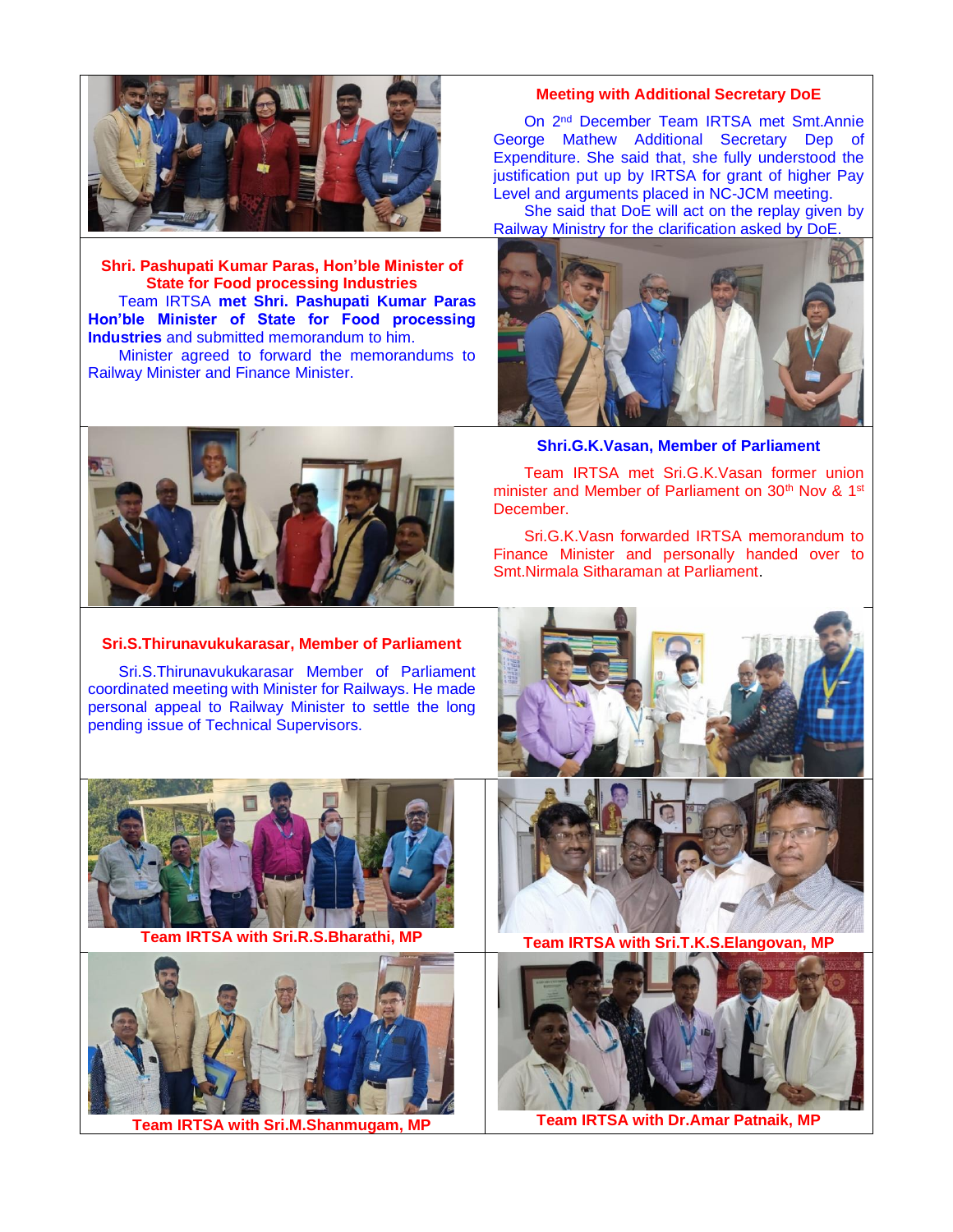## Meeting with Additional Secretary DoE

On 2nd December Team IRTSA met Smt.Annie George Mathew Additional Secretary Dep of Expenditure. She said that, she fully understood the justification put up by IRTSA for grant of higher Pay Level and arguments placed in NC-JCM meeting.

She said that DoE will act on the replay given by Railway Ministry for the clarification asked by DoE.

## Shri. Pashupati Kumar Paras, Hon'ble Minister of State for Food processing Industries

Team IRTSA **met Shri. Pashupati Kumar Paras Hon'ble Minister of State for Food processing Industries** and submitted memorandum to him.

Minister agreed to forward the memorandums to Railway Minister and Finance Minister.

## Shri.G.K.Vasan, Member of Parliament

Team IRTSA met Sri.G.K.Vasan former union minister and Member of Parliament on 30th Nov & 1st December.

Sri.G.K.Vasn forwarded IRTSA memorandum to Finance Minister and personally handed over to Smt.Nirmala Sitharaman at Parliament.

## Sri.S.Thirunavukukarasar, Member of Parliament

Sri.S.Thirunavukukarasar Member of Parliament coordinated meeting with Minister for Railways. He made personal appeal to Railway Minister to settle the long pending issue of Technical Supervisors.

**Team IRTSA with Sri.R.S.Bharathi, MP**

**Team IRTSA with Sri.T.K.S.Elangovan, MP**

**Team IRTSA with Sri.M.Shanmugam, MP**

**Team IRTSA with Dr.Amar Patnaik, MP**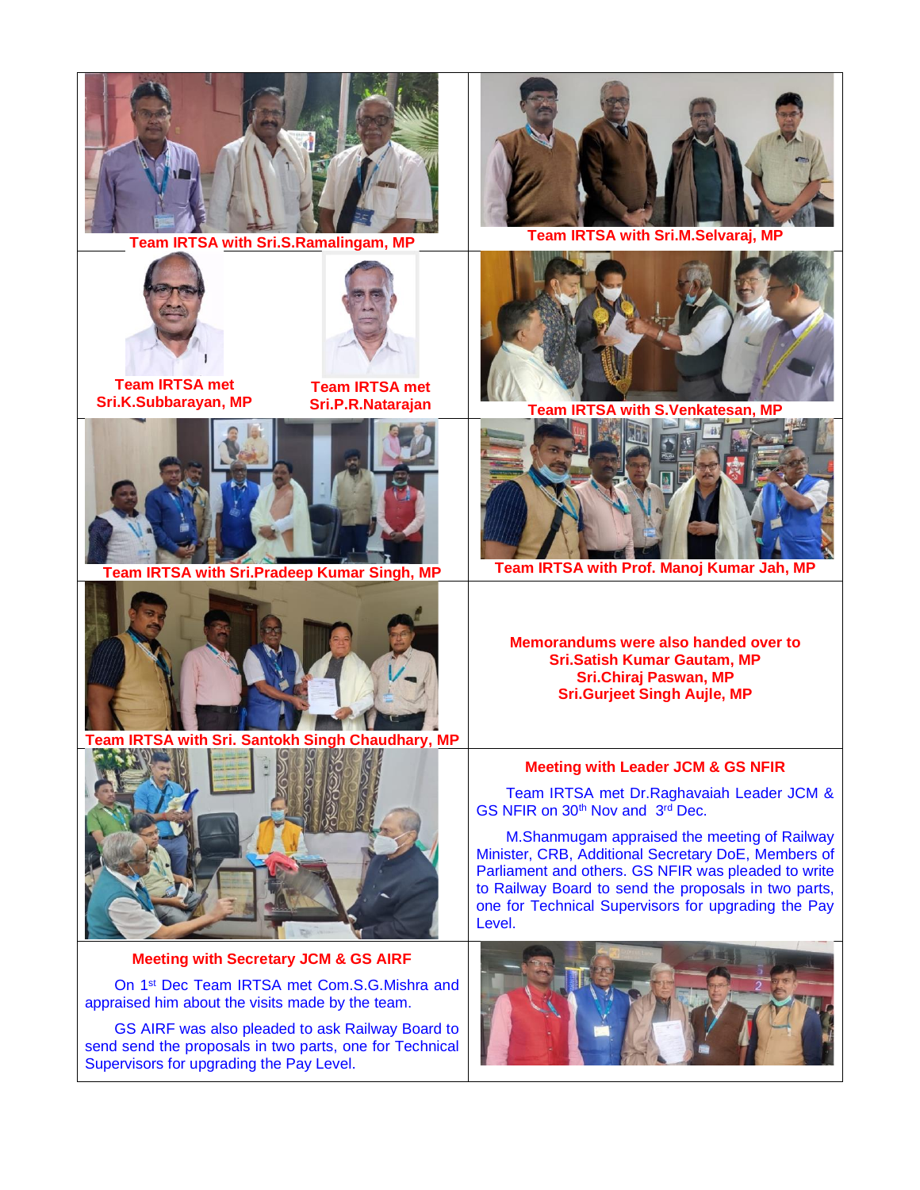Team IRTSA with Sri.S.Ramalingam, MP

Team IRTSA with Sri.M.Selvaraj, MP

Team IRTSA met Sri.K.Subbarayan, MP

Team IRTSA met Sri.P.R.Natarajan

Team IRTSA with S.Venkatesan, MP

Team IRTSA with Sri.Pradeep Kumar Singh, MP

Team IRTSA with Prof. Manoj Kumar Jah, MP

Team IRTSA with Sri. Santokh Singh Chaudhary, MP

**Memorandums were also handed over to Sri.Satish Kumar Gautam, MP Sri.Chiraj Paswan, MP Sri.Gurjeet Singh Aujle, MP**

### Meeting with Leader JCM & GS NFIR

Team IRTSA met Dr.Raghavaiah Leader JCM & GS NFIR on 30th Nov and 3rd Dec.

M.Shanmugam appraised the meeting of Railway Minister, CRB, Additional Secretary DoE, Members of Parliament and others. GS NFIR was pleaded to write to Railway Board to send the proposals in two parts, one for Technical Supervisors for upgrading the Pay Level.

### Meeting with Secretary JCM & GS AIRF

On 1st Dec Team IRTSA met Com.S.G.Mishra and appraised him about the visits made by the team.

GS AIRF was also pleaded to ask Railway Board to send send the proposals in two parts, one for Technical Supervisors for upgrading the Pay Level.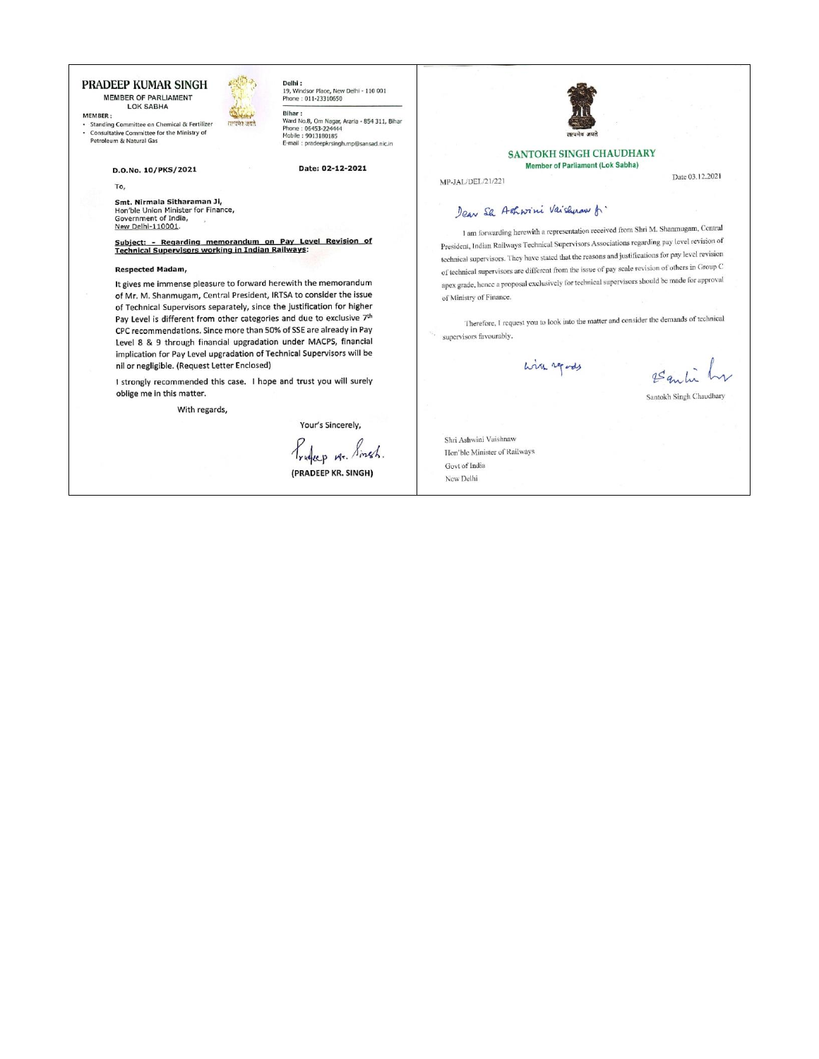## PRADEEP KUMAR SINGH

MEMBER OF PARLIAMENT
LOK SABHA

MEMBER :
- Standing Committee on Chemical & Fertilizer
- Consultative Committee for the Ministry of Petroleum & Natural Gas

Delhi :
19, Windsor Place, New Delhi - 110 001
Phone : 011-23310650

Bihar :
Ward No.8, Om Nagar, Araria - 854 311, Bihar
Phone : 06453-224444
Mobile : 9013180185
E-mail : pradeepkrsingh.mp@sansad.nic.in

**D.O.No. 10/PKS/2021** **Date: 02-12-2021**

To,

**Smt. Nirmala Sitharaman Ji,**
Hon'ble Union Minister for Finance,
Government of India,
New Delhi-110001.

**Subject: - Regarding memorandum on Pay Level Revision of Technical Supervisors working in Indian Railways:**

**Respected Madam,**

It gives me immense pleasure to forward herewith the memorandum of Mr. M. Shanmugam, Central President, IRTSA to consider the issue of Technical Supervisors separately, since the justification for higher Pay Level is different from other categories and due to exclusive 7th CPC recommendations. Since more than 50% of SSE are already in Pay Level 8 & 9 through financial upgradation under MACPS, financial implication for Pay Level upgradation of Technical Supervisors will be nil or negligible. (Request Letter Enclosed)

I strongly recommended this case. I hope and trust you will surely oblige me in this matter.

With regards,

Your's Sincerely,

Pradeep Kr. Singh.

**(PRADEEP KR. SINGH)**

---

## SANTOKH SINGH CHAUDHARY

**Member of Parliament (Lok Sabha)**

MP-JAL/DEL/21/221

Date 03.12.2021

Dear Sh Ashwini Vaishnaw ji

I am forwarding herewith a representation received from Shri M. Shanmugam, Central President, Indian Railways Technical Supervisors Associations regarding pay level revision of technical supervisors. They have stated that the reasons and justifications for pay level revision of technical supervisors are different from the issue of pay scale revision of others in Group C apex grade, hence a proposal exclusively for technical supervisors should be made for approval of Ministry of Finance.

Therefore, I request you to look into the matter and consider the demands of technical supervisors favourably.

With regards

Santokh Singh Chaudhary

Shri Ashwini Vaishnaw
Hon'ble Minister of Railways
Govt of India
New Delhi